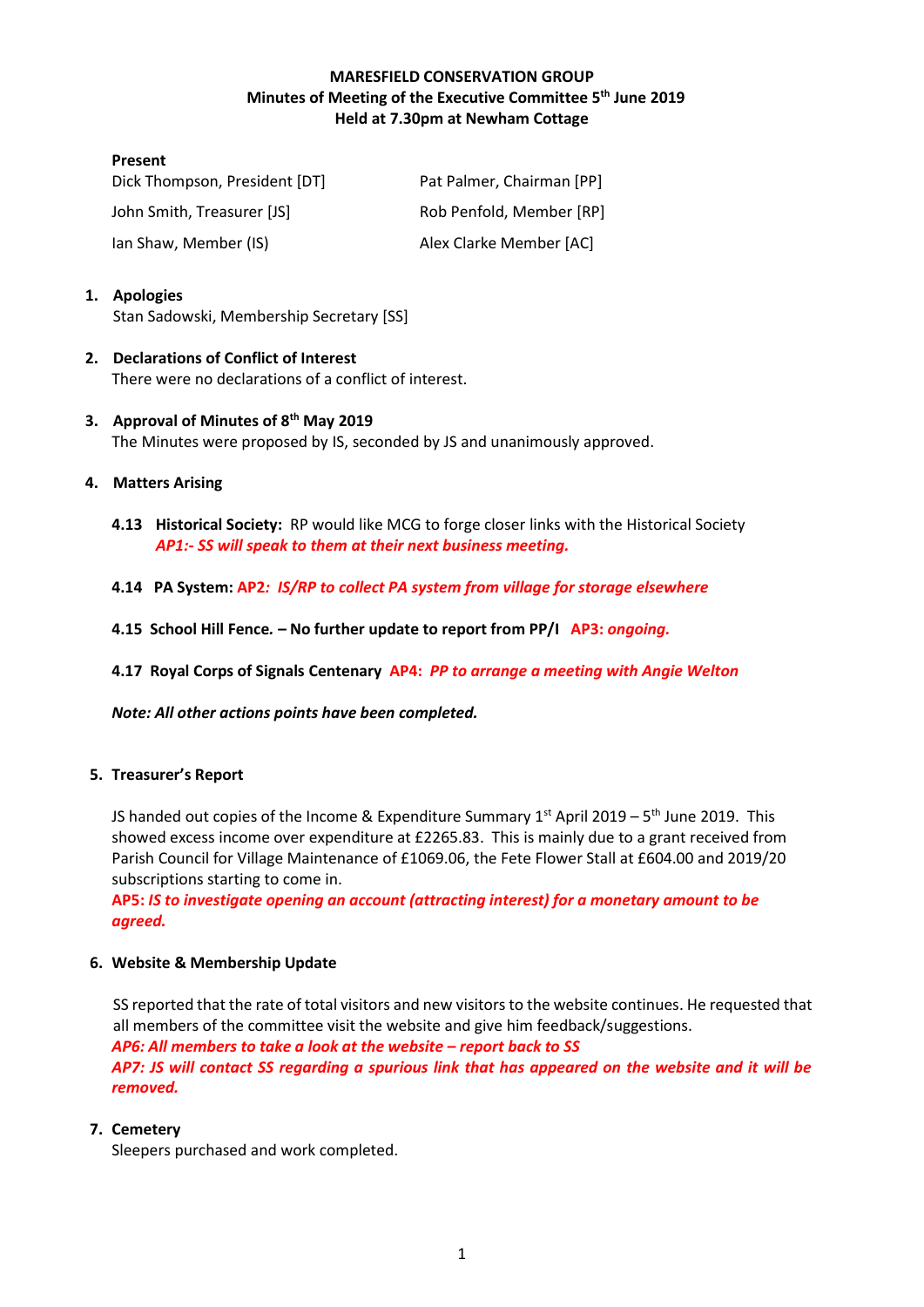**MARESFIELD CONSERVATION GROUP**
**Minutes of Meeting of the Executive Committee 5th June 2019**
**Held at 7.30pm at Newham Cottage**

**Present**

| | |
|---|---|
| Dick Thompson, President [DT] | Pat Palmer, Chairman [PP] |
| John Smith, Treasurer [JS] | Rob Penfold, Member [RP] |
| Ian Shaw, Member (IS) | Alex Clarke Member [AC] |

1. **Apologies**
   Stan Sadowski, Membership Secretary [SS]

2. **Declarations of Conflict of Interest**
   There were no declarations of a conflict of interest.

3. **Approval of Minutes of 8th May 2019**
   The Minutes were proposed by IS, seconded by JS and unanimously approved.

4. **Matters Arising**

   **4.13 Historical Society:** RP would like MCG to forge closer links with the Historical Society
   ***AP1:- SS will speak to them at their next business meeting.***

   **4.14 PA System: AP2*: IS/RP to collect PA system from village for storage elsewhere***

   **4.15 School Hill Fence. – No further update to report from PP/I AP3: *ongoing.***

   **4.17 Royal Corps of Signals Centenary AP4: *PP to arrange a meeting with Angie Welton***

   ***Note: All other actions points have been completed.***

5. **Treasurer's Report**

   JS handed out copies of the Income & Expenditure Summary 1st April 2019 – 5th June 2019. This showed excess income over expenditure at £2265.83. This is mainly due to a grant received from Parish Council for Village Maintenance of £1069.06, the Fete Flower Stall at £604.00 and 2019/20 subscriptions starting to come in.
   **AP5: *IS to investigate opening an account (attracting interest) for a monetary amount to be agreed.***

6. **Website & Membership Update**

   SS reported that the rate of total visitors and new visitors to the website continues. He requested that all members of the committee visit the website and give him feedback/suggestions.
   ***AP6: All members to take a look at the website – report back to SS***
   ***AP7: JS will contact SS regarding a spurious link that has appeared on the website and it will be removed.***

7. **Cemetery**
   Sleepers purchased and work completed.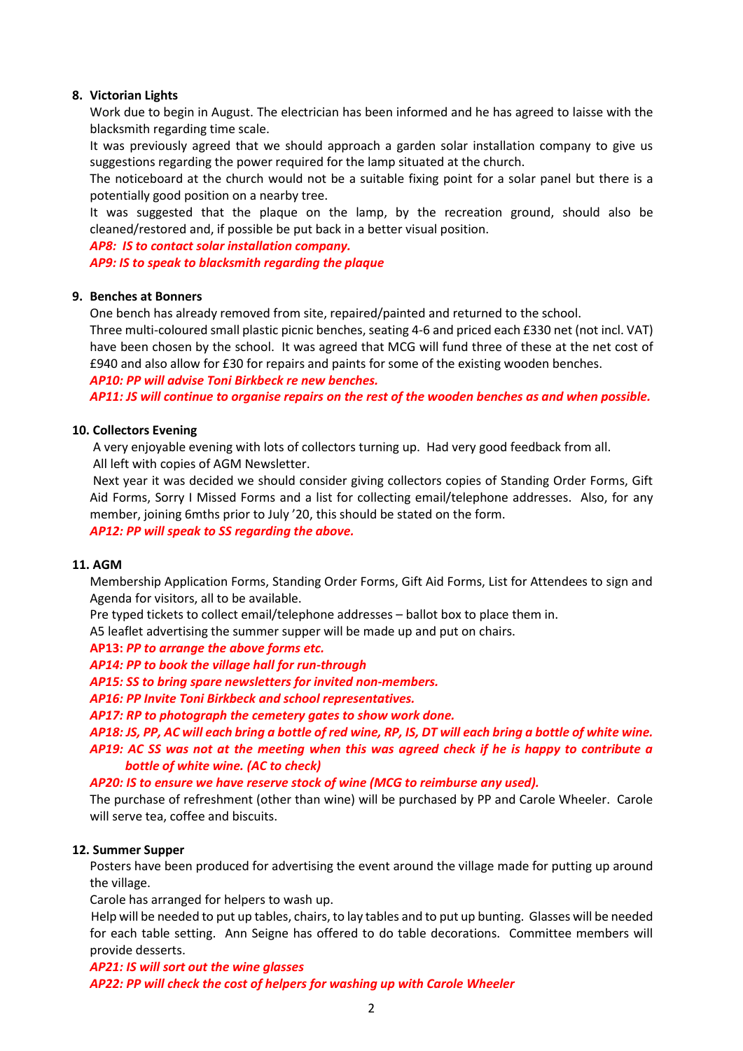8. **Victorian Lights**

   Work due to begin in August. The electrician has been informed and he has agreed to laisse with the blacksmith regarding time scale.

   It was previously agreed that we should approach a garden solar installation company to give us suggestions regarding the power required for the lamp situated at the church.

   The noticeboard at the church would not be a suitable fixing point for a solar panel but there is a potentially good position on a nearby tree.

   It was suggested that the plaque on the lamp, by the recreation ground, should also be cleaned/restored and, if possible be put back in a better visual position.

   ***AP8: IS to contact solar installation company.***

   ***AP9: IS to speak to blacksmith regarding the plaque***

9. **Benches at Bonners**

   One bench has already removed from site, repaired/painted and returned to the school.

   Three multi-coloured small plastic picnic benches, seating 4-6 and priced each £330 net (not incl. VAT) have been chosen by the school. It was agreed that MCG will fund three of these at the net cost of £940 and also allow for £30 for repairs and paints for some of the existing wooden benches.

   ***AP10: PP will advise Toni Birkbeck re new benches.***

   ***AP11: JS will continue to organise repairs on the rest of the wooden benches as and when possible.***

10. **Collectors Evening**

    A very enjoyable evening with lots of collectors turning up. Had very good feedback from all.

    All left with copies of AGM Newsletter.

    Next year it was decided we should consider giving collectors copies of Standing Order Forms, Gift Aid Forms, Sorry I Missed Forms and a list for collecting email/telephone addresses. Also, for any member, joining 6mths prior to July '20, this should be stated on the form.

    ***AP12: PP will speak to SS regarding the above.***

11. **AGM**

    Membership Application Forms, Standing Order Forms, Gift Aid Forms, List for Attendees to sign and Agenda for visitors, all to be available.

    Pre typed tickets to collect email/telephone addresses – ballot box to place them in.

    A5 leaflet advertising the summer supper will be made up and put on chairs.

    **AP13:** ***PP to arrange the above forms etc.***

    ***AP14: PP to book the village hall for run-through***

    ***AP15: SS to bring spare newsletters for invited non-members.***

    ***AP16: PP Invite Toni Birkbeck and school representatives.***

    ***AP17: RP to photograph the cemetery gates to show work done.***

    ***AP18: JS, PP, AC will each bring a bottle of red wine, RP, IS, DT will each bring a bottle of white wine.***

    ***AP19: AC SS was not at the meeting when this was agreed check if he is happy to contribute a bottle of white wine. (AC to check)***

    ***AP20: IS to ensure we have reserve stock of wine (MCG to reimburse any used).***

    The purchase of refreshment (other than wine) will be purchased by PP and Carole Wheeler. Carole will serve tea, coffee and biscuits.

12. **Summer Supper**

    Posters have been produced for advertising the event around the village made for putting up around the village.

    Carole has arranged for helpers to wash up.

    Help will be needed to put up tables, chairs, to lay tables and to put up bunting. Glasses will be needed for each table setting. Ann Seigne has offered to do table decorations. Committee members will provide desserts.

    ***AP21: IS will sort out the wine glasses***

    ***AP22: PP will check the cost of helpers for washing up with Carole Wheeler***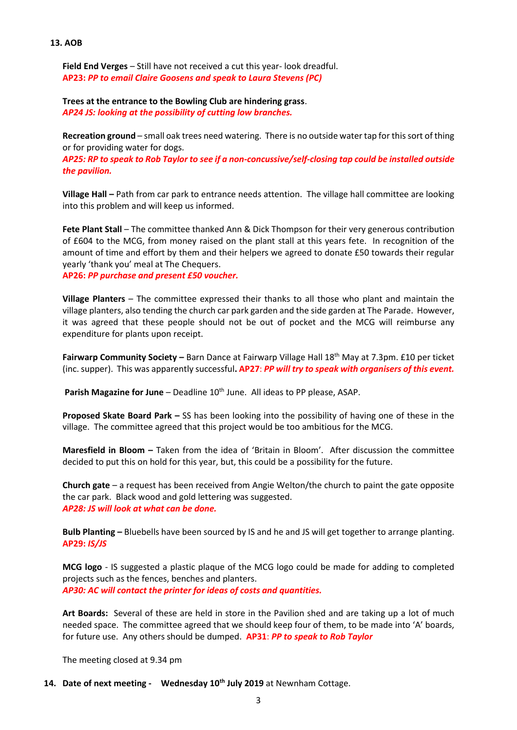## 13. AOB

**Field End Verges** – Still have not received a cut this year- look dreadful.
**AP23:** ***PP to email Claire Goosens and speak to Laura Stevens (PC)***

**Trees at the entrance to the Bowling Club are hindering grass**.
***AP24 JS: looking at the possibility of cutting low branches.***

**Recreation ground** – small oak trees need watering. There is no outside water tap for this sort of thing or for providing water for dogs.
***AP25: RP to speak to Rob Taylor to see if a non-concussive/self-closing tap could be installed outside the pavilion.***

**Village Hall –** Path from car park to entrance needs attention. The village hall committee are looking into this problem and will keep us informed.

**Fete Plant Stall** – The committee thanked Ann & Dick Thompson for their very generous contribution of £604 to the MCG, from money raised on the plant stall at this years fete. In recognition of the amount of time and effort by them and their helpers we agreed to donate £50 towards their regular yearly 'thank you' meal at The Chequers.
**AP26:** ***PP purchase and present £50 voucher.***

**Village Planters** – The committee expressed their thanks to all those who plant and maintain the village planters, also tending the church car park garden and the side garden at The Parade. However, it was agreed that these people should not be out of pocket and the MCG will reimburse any expenditure for plants upon receipt.

**Fairwarp Community Society –** Barn Dance at Fairwarp Village Hall 18th May at 7.3pm. £10 per ticket (inc. supper). This was apparently successful**. AP27**: ***PP will try to speak with organisers of this event.***

**Parish Magazine for June** – Deadline 10th June. All ideas to PP please, ASAP.

**Proposed Skate Board Park –** SS has been looking into the possibility of having one of these in the village. The committee agreed that this project would be too ambitious for the MCG.

**Maresfield in Bloom –** Taken from the idea of 'Britain in Bloom'. After discussion the committee decided to put this on hold for this year, but, this could be a possibility for the future.

**Church gate** – a request has been received from Angie Welton/the church to paint the gate opposite the car park. Black wood and gold lettering was suggested.
***AP28: JS will look at what can be done.***

**Bulb Planting –** Bluebells have been sourced by IS and he and JS will get together to arrange planting.
**AP29:** ***IS/JS***

**MCG logo** - IS suggested a plastic plaque of the MCG logo could be made for adding to completed projects such as the fences, benches and planters.
***AP30: AC will contact the printer for ideas of costs and quantities.***

**Art Boards:** Several of these are held in store in the Pavilion shed and are taking up a lot of much needed space. The committee agreed that we should keep four of them, to be made into 'A' boards, for future use. Any others should be dumped. **AP31**: ***PP to speak to Rob Taylor***

The meeting closed at 9.34 pm

## 14. Date of next meeting - Wednesday 10th July 2019 at Newnham Cottage.